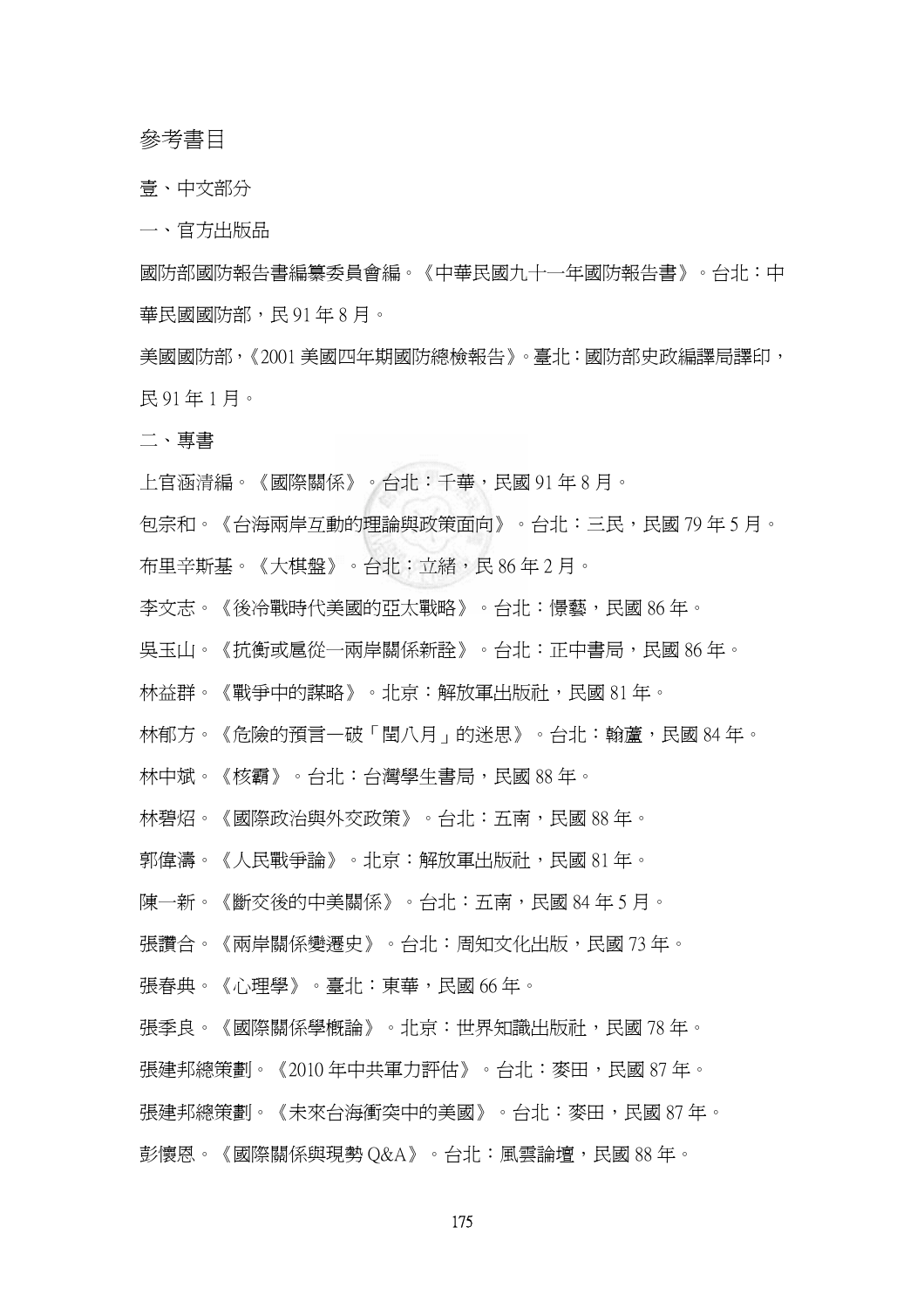# 參考書目

## 壹、中文部分

### 一、官方出版品

國防部國防報告書編纂委員會編。《中華民國九十一年國防報告書》。台北：中華民國國防部，民 91 年 8 月。

美國國防部，《2001 美國四年期國防總檢報告》。臺北：國防部史政編譯局譯印，民 91 年 1 月。

### 二、專書

上官涵清編。《國際關係》。台北：千華，民國 91 年 8 月。

包宗和。《台海兩岸互動的理論與政策面向》。台北：三民，民國 79 年 5 月。

布里辛斯基。《大棋盤》。台北：立緒，民 86 年 2 月。

李文志。《後冷戰時代美國的亞太戰略》。台北：憬藝，民國 86 年。

吳玉山。《抗衡或扈從─兩岸關係新詮》。台北：正中書局，民國 86 年。

林益群。《戰爭中的謀略》。北京：解放軍出版社，民國 81 年。

林郁方。《危險的預言─破「閏八月」的迷思》。台北：翰蘆，民國 84 年。

林中斌。《核霸》。台北：台灣學生書局，民國 88 年。

林碧炤。《國際政治與外交政策》。台北：五南，民國 88 年。

郭偉濤。《人民戰爭論》。北京：解放軍出版社，民國 81 年。

陳一新。《斷交後的中美關係》。台北：五南，民國 84 年 5 月。

張讚合。《兩岸關係變遷史》。台北：周知文化出版，民國 73 年。

張春典。《心理學》。臺北：東華，民國 66 年。

張季良。《國際關係學概論》。北京：世界知識出版社，民國 78 年。

張建邦總策劃。《2010 年中共軍力評估》。台北：麥田，民國 87 年。

張建邦總策劃。《未來台海衝突中的美國》。台北：麥田，民國 87 年。

彭懷恩。《國際關係與現勢 Q&A》。台北：風雲論壇，民國 88 年。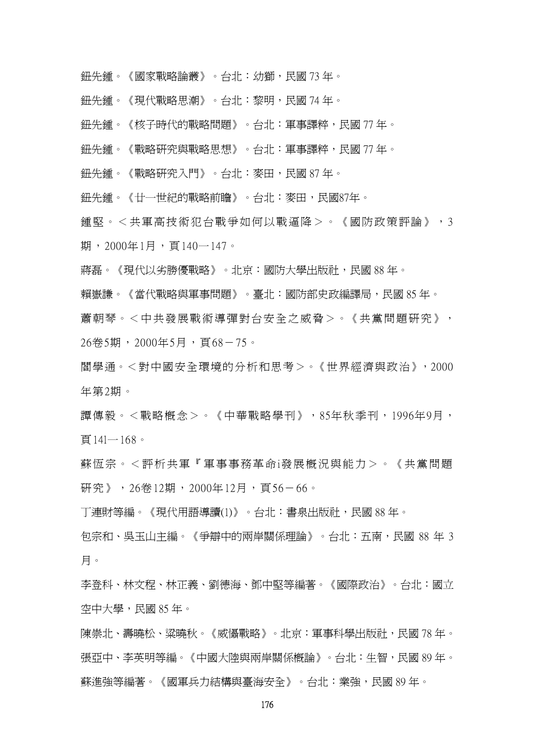鈕先鍾。《國家戰略論叢》。台北：幼獅，民國 73 年。

鈕先鍾。《現代戰略思潮》。台北：黎明，民國 74 年。

鈕先鍾。《核子時代的戰略問題》。台北：軍事譯粹，民國 77 年。

鈕先鍾。《戰略研究與戰略思想》。台北：軍事譯粹，民國 77 年。

鈕先鍾。《戰略研究入門》。台北：麥田，民國 87 年。

鈕先鍾。《廿一世紀的戰略前瞻》。台北：麥田，民國87年。

鍾堅。＜共軍高技術犯台戰爭如何以戰逼降＞。《國防政策評論》，3期，2000年1月，頁140—147。

蔣磊。《現代以劣勝優戰略》。北京：國防大學出版社，民國 88 年。

賴嶽謙。《當代戰略與軍事問題》。臺北：國防部史政編譯局，民國 85 年。

蕭朝琴。＜中共發展戰術導彈對台安全之威脅＞。《共黨問題研究》，26卷5期，2000年5月，頁68－75。

閻學通。＜對中國安全環境的分析和思考＞。《世界經濟與政治》，2000年第2期。

譚傳毅。＜戰略概念＞。《中華戰略學刊》，85年秋季刊，1996年9月，頁141—168。

蘇恆宗。＜評析共軍『軍事事務革命i發展概況與能力＞。《共黨問題研究》，26卷12期，2000年12月，頁56－66。

丁連財等編。《現代用語導讀(1)》。台北：書泉出版社，民國 88 年。

包宗和、吳玉山主編。《爭辯中的兩岸關係理論》。台北：五南，民國 88 年 3 月。

李登科、林文程、林正義、劉德海、鄧中堅等編著。《國際政治》。台北：國立空中大學，民國 85 年。

陳崇北、壽曉松、粱曉秋。《威懾戰略》。北京：軍事科學出版社，民國 78 年。

張亞中、李英明等編。《中國大陸與兩岸關係概論》。台北：生智，民國 89 年。

蘇進強等編著。《國軍兵力結構與臺海安全》。台北：業強，民國 89 年。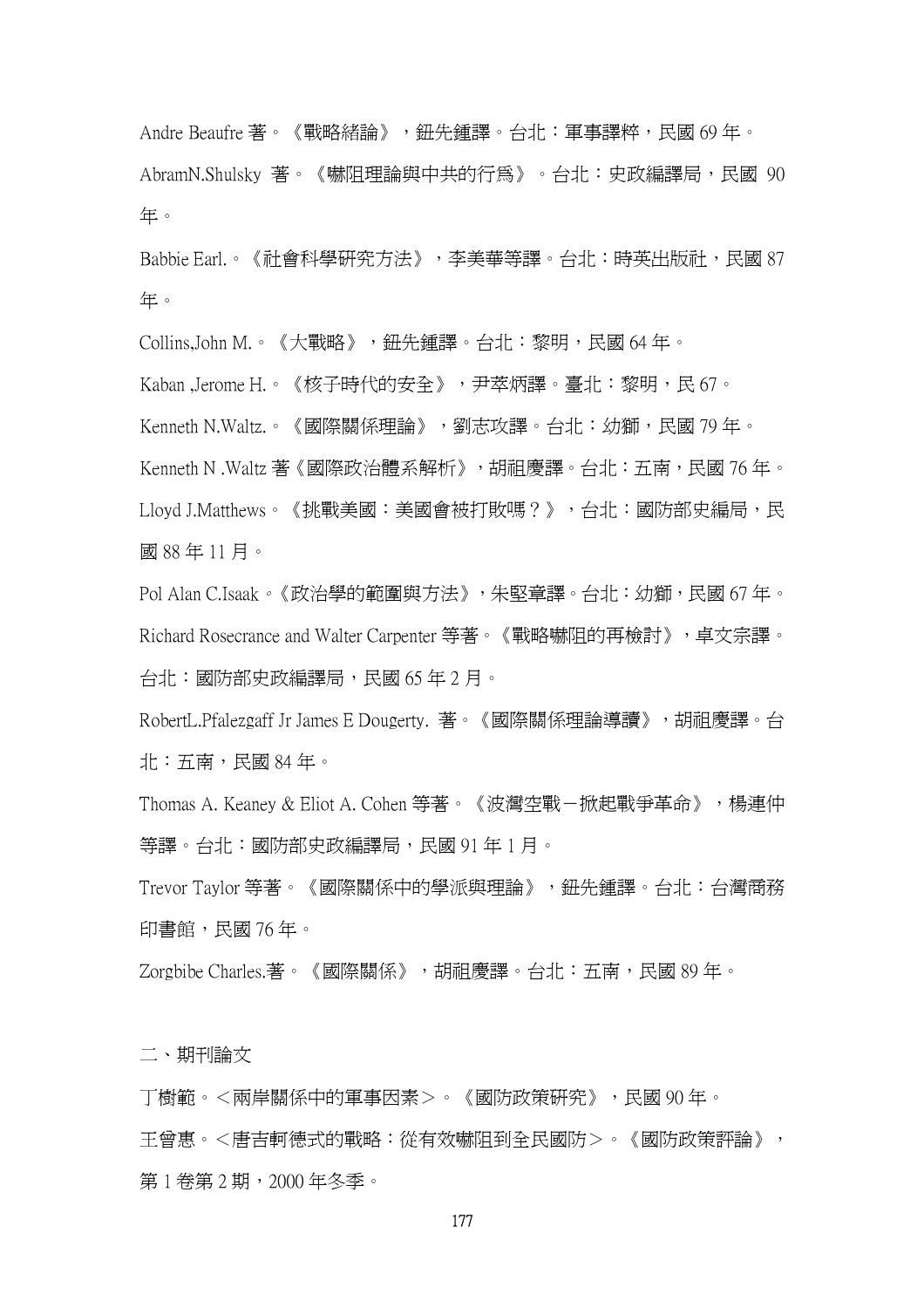Andre Beaufre 著。《戰略緒論》，鈕先鍾譯。台北：軍事譯粹，民國 69 年。

AbramN.Shulsky 著。《嚇阻理論與中共的行為》。台北：史政編譯局，民國 90 年。

Babbie Earl.。《社會科學研究方法》，李美華等譯。台北：時英出版社，民國 87 年。

Collins,John M.。《大戰略》，鈕先鍾譯。台北：黎明，民國 64 年。

Kaban ,Jerome H.。《核子時代的安全》，尹萃炳譯。臺北：黎明，民 67。

Kenneth N.Waltz.。《國際關係理論》，劉志攻譯。台北：幼獅，民國 79 年。

Kenneth N .Waltz 著《國際政治體系解析》，胡祖慶譯。台北：五南，民國 76 年。

Lloyd J.Matthews。《挑戰美國：美國會被打敗嗎？》，台北：國防部史編局，民國 88 年 11 月。

Pol Alan C.Isaak。《政治學的範圍與方法》，朱堅章譯。台北：幼獅，民國 67 年。

Richard Rosecrance and Walter Carpenter 等著。《戰略嚇阻的再檢討》，卓文宗譯。台北：國防部史政編譯局，民國 65 年 2 月。

RobertL.Pfalezgaff Jr James E Dougerty. 著。《國際關係理論導讀》，胡祖慶譯。台北：五南，民國 84 年。

Thomas A. Keaney & Eliot A. Cohen 等著。《波灣空戰－掀起戰爭革命》，楊連仲等譯。台北：國防部史政編譯局，民國 91 年 1 月。

Trevor Taylor 等著。《國際關係中的學派與理論》，鈕先鍾譯。台北：台灣商務印書館，民國 76 年。

Zorgbibe Charles.著。《國際關係》，胡祖慶譯。台北：五南，民國 89 年。

二、期刊論文

丁樹範。＜兩岸關係中的軍事因素＞。《國防政策研究》，民國 90 年。

王曾惠。＜唐吉軻德式的戰略：從有效嚇阻到全民國防＞。《國防政策評論》，第 1 卷第 2 期，2000 年冬季。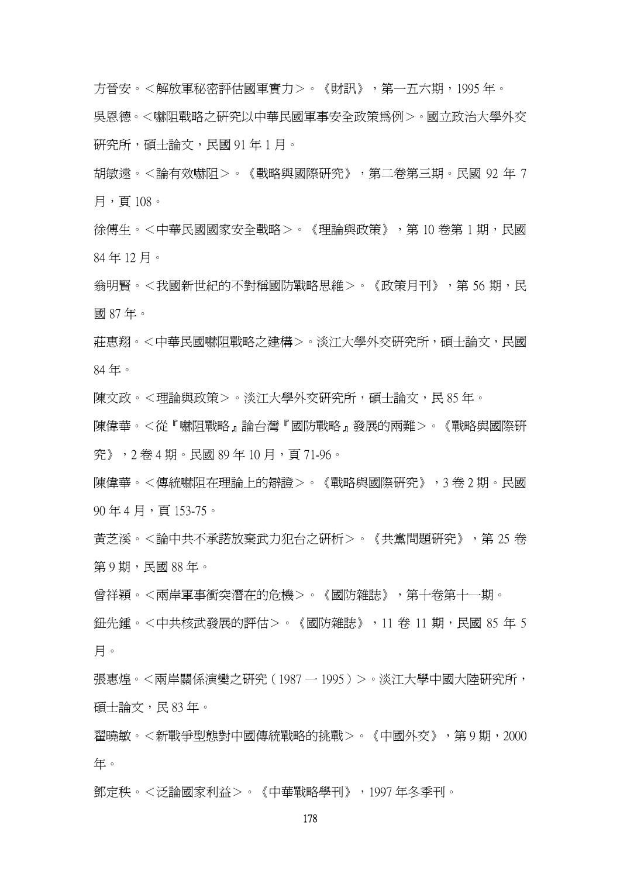方晉安。<解放軍秘密評估國軍實力>。《財訊》，第一五六期，1995 年。

吳恩德。<嚇阻戰略之研究以中華民國軍事安全政策爲例>。國立政治大學外交研究所，碩士論文，民國 91 年 1 月。

胡敏遠。<論有效嚇阻>。《戰略與國際研究》，第二卷第三期。民國 92 年 7 月，頁 108。

徐傅生。<中華民國國家安全戰略>。《理論與政策》，第 10 卷第 1 期，民國 84 年 12 月。

翁明賢。<我國新世紀的不對稱國防戰略思維>。《政策月刊》，第 56 期，民國 87 年。

莊惠翔。<中華民國嚇阻戰略之建構>。淡江大學外交研究所，碩士論文，民國 84 年。

陳文政。<理論與政策>。淡江大學外交研究所，碩士論文，民 85 年。

陳偉華。<從『嚇阻戰略』論台灣『國防戰略』發展的兩難>。《戰略與國際研究》，2 卷 4 期。民國 89 年 10 月，頁 71-96。

陳偉華。<傳統嚇阻在理論上的辯證>。《戰略與國際研究》，3 卷 2 期。民國 90 年 4 月，頁 153-75。

黃芝溪。<論中共不承諾放棄武力犯台之研析>。《共黨問題研究》，第 25 卷第 9 期，民國 88 年。

曾祥穎。<兩岸軍事衝突潛在的危機>。《國防雜誌》，第十卷第十一期。

鈕先鍾。<中共核武發展的評估>。《國防雜誌》，11 卷 11 期，民國 85 年 5 月。

張惠煌。<兩岸關係演變之研究（1987 一 1995）>。淡江大學中國大陸研究所，碩士論文，民 83 年。

翟曉敏。<新戰爭型態對中國傳統戰略的挑戰>。《中國外交》，第 9 期，2000 年。

鄧定秩。<泛論國家利益>。《中華戰略學刊》，1997 年冬季刊。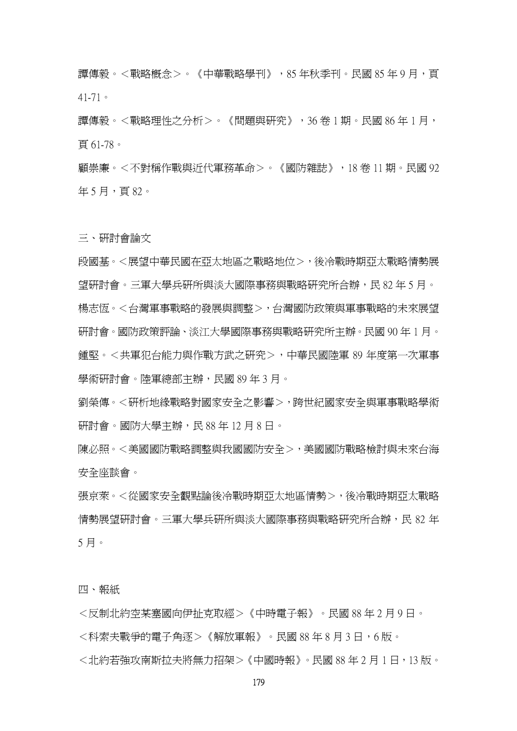譚傳毅。＜戰略概念＞。《中華戰略學刊》，85 年秋季刊。民國 85 年 9 月，頁 41-71。

譚傳毅。＜戰略理性之分析＞。《問題與研究》，36 卷 1 期。民國 86 年 1 月，頁 61-78。

顧崇廉。＜不對稱作戰與近代軍務革命＞。《國防雜誌》，18 卷 11 期。民國 92 年 5 月，頁 82。

三、研討會論文

段國基。＜展望中華民國在亞太地區之戰略地位＞，後冷戰時期亞太戰略情勢展望研討會。三軍大學兵研所與淡大國際事務與戰略研究所合辦，民 82 年 5 月。

楊志恆。＜台灣軍事戰略的發展與調整＞，台灣國防政策與軍事戰略的未來展望研討會。國防政策評論、淡江大學國際事務與戰略研究所主辦。民國 90 年 1 月。

鍾堅。＜共軍犯台能力與作戰方式之研究＞，中華民國陸軍 89 年度第一次軍事學術研討會。陸軍總部主辦，民國 89 年 3 月。

劉榮傳。＜研析地緣戰略對國家安全之影響＞，跨世紀國家安全與軍事戰略學術研討會。國防大學主辦，民 88 年 12 月 8 日。

陳必照。＜美國國防戰略調整與我國國防安全＞，美國國防戰略檢討與未來台海安全座談會。

張京萊。＜從國家安全觀點論後冷戰時期亞太地區情勢＞，後冷戰時期亞太戰略情勢展望研討會。三軍大學兵研所與淡大國際事務與戰略研究所合辦，民 82 年 5 月。

四、報紙

＜反制北約空某塞國向伊扯克取經＞《中時電子報》。民國 88 年 2 月 9 日。

＜科索夫戰爭的電子角逐＞《解放軍報》。民國 88 年 8 月 3 日，6 版。

＜北約若強攻南斯拉夫將無力招架＞《中國時報》。民國 88 年 2 月 1 日，13 版。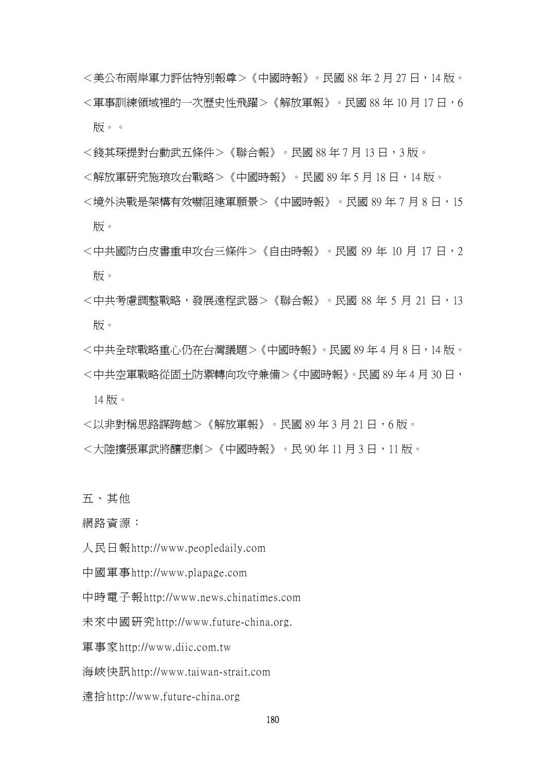＜美公布兩岸軍力評估特別報導＞《中國時報》。民國 88 年 2 月 27 日，14 版。

＜軍事訓練領域裡的一次歷史性飛躍＞《解放軍報》。民國 88 年 10 月 17 日，6 版。。

＜錢其琛提對台動武五條件＞《聯合報》。民國 88 年 7 月 13 日，3 版。

＜解放軍研究施琅攻台戰略＞《中國時報》。民國 89 年 5 月 18 日，14 版。

＜境外決戰是架構有效嚇阻建軍願景＞《中國時報》。民國 89 年 7 月 8 日，15 版。

＜中共國防白皮書重申攻台三條件＞《自由時報》。民國 89 年 10 月 17 日，2 版。

＜中共考慮調整戰略，發展遠程武器＞《聯合報》。民國 88 年 5 月 21 日，13 版。

＜中共全球戰略重心仍在台灣議題＞《中國時報》。民國 89 年 4 月 8 日，14 版。

＜中共空軍戰略從固土防禦轉向攻守兼備＞《中國時報》。民國 89 年 4 月 30 日，14 版。

＜以非對稱思路謀跨越＞《解放軍報》。民國 89 年 3 月 21 日，6 版。

＜大陸擴張軍武將釀悲劇＞《中國時報》。民 90 年 11 月 3 日，11 版。

五、其他

網路資源：

人民日報http://www.peopledaily.com

中國軍事http://www.plapage.com

中時電子報http://www.news.chinatimes.com

未來中國研究http://www.future-china.org.

軍事家http://www.diic.com.tw

海峽快訊http://www.taiwan-strait.com

遠拾http://www.future-china.org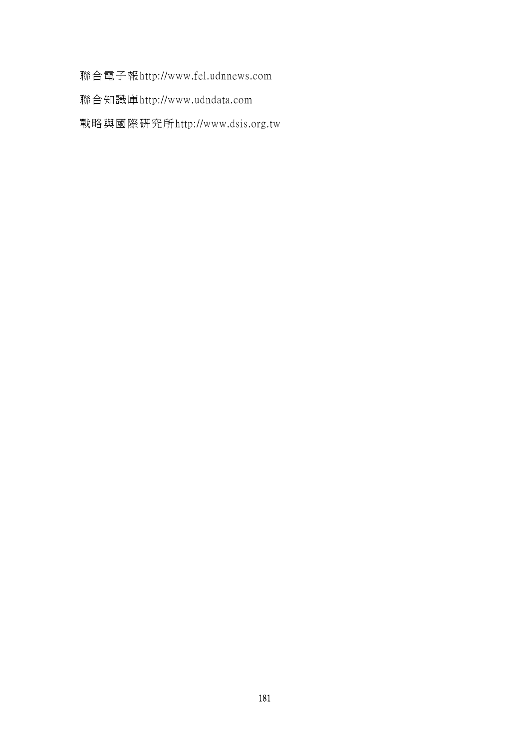聯合電子報http://www.fel.udnnews.com

聯合知識庫http://www.udndata.com

戰略與國際研究所http://www.dsis.org.tw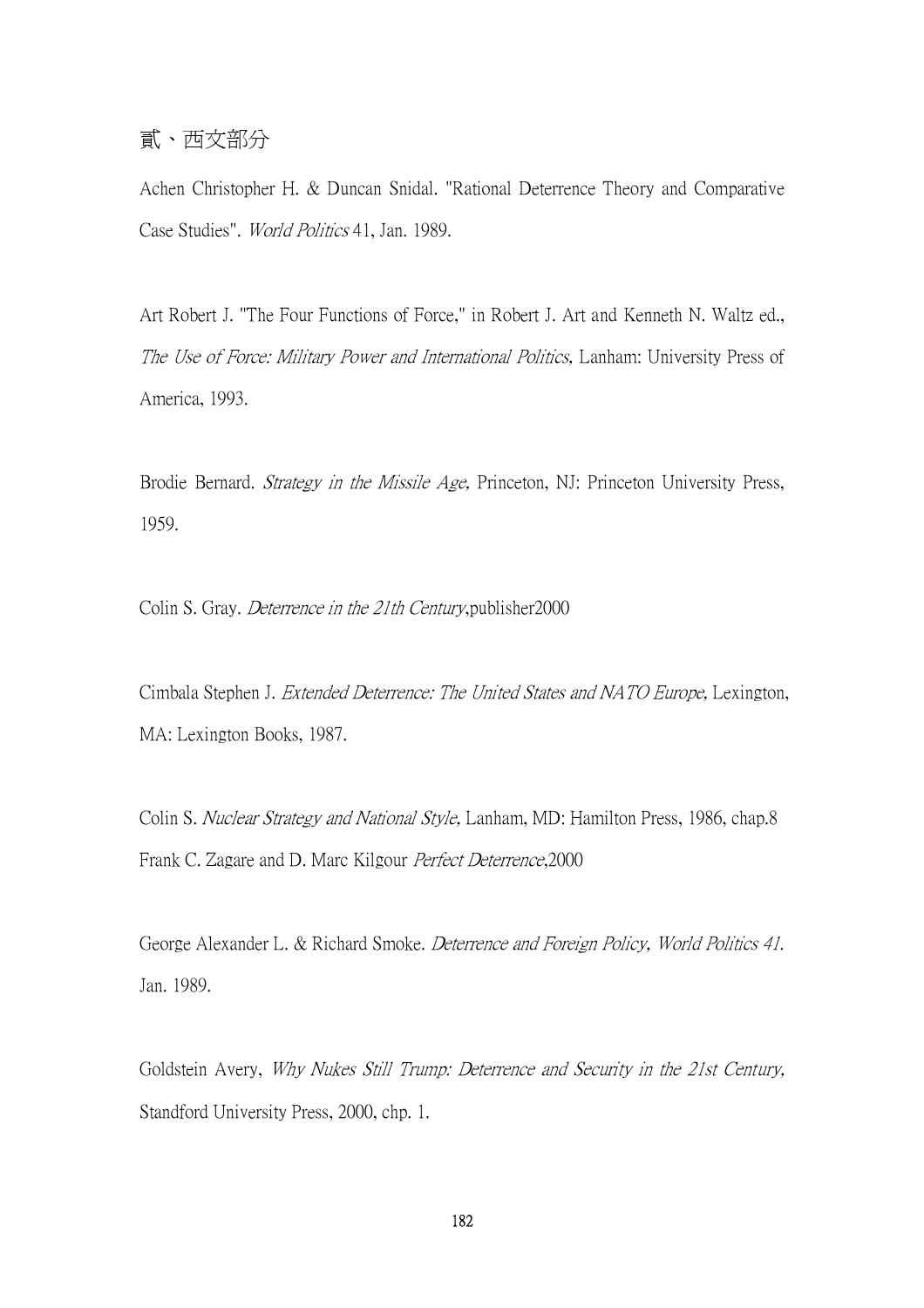## 貳、西文部分

Achen Christopher H. & Duncan Snidal. "Rational Deterrence Theory and Comparative Case Studies". *World Politics* 41, Jan. 1989.

Art Robert J. "The Four Functions of Force," in Robert J. Art and Kenneth N. Waltz ed., *The Use of Force: Military Power and International Politics,* Lanham: University Press of America, 1993.

Brodie Bernard. *Strategy in the Missile Age,* Princeton, NJ: Princeton University Press, 1959.

Colin S. Gray. *Deterrence in the 21th Century*,publisher2000

Cimbala Stephen J. *Extended Deterrence: The United States and NATO Europe,* Lexington, MA: Lexington Books, 1987.

Colin S. *Nuclear Strategy and National Style,* Lanham, MD: Hamilton Press, 1986, chap.8

Frank C. Zagare and D. Marc Kilgour *Perfect Deterrence*,2000

George Alexander L. & Richard Smoke. *Deterrence and Foreign Policy, World Politics 41.* Jan. 1989.

Goldstein Avery, *Why Nukes Still Trump: Deterrence and Security in the 21st Century,* Standford University Press, 2000, chp. 1.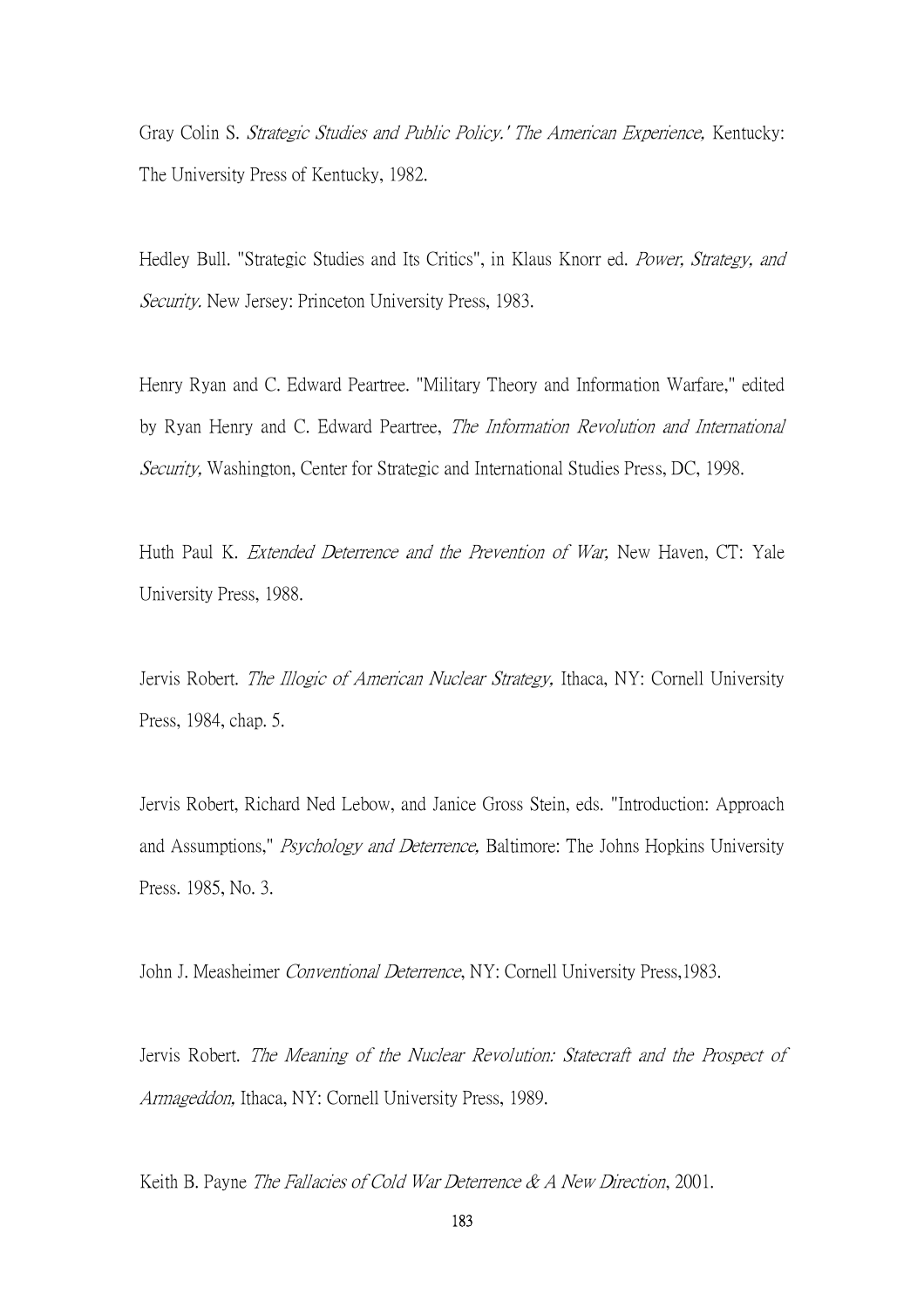Gray Colin S. *Strategic Studies and Public Policy.' The American Experience,* Kentucky: The University Press of Kentucky, 1982.

Hedley Bull. "Strategic Studies and Its Critics", in Klaus Knorr ed. *Power, Strategy, and Security.* New Jersey: Princeton University Press, 1983.

Henry Ryan and C. Edward Peartree. "Military Theory and Information Warfare," edited by Ryan Henry and C. Edward Peartree, *The Information Revolution and International Security,* Washington, Center for Strategic and International Studies Press, DC, 1998.

Huth Paul K. *Extended Deterrence and the Prevention of War,* New Haven, CT: Yale University Press, 1988.

Jervis Robert. *The Illogic of American Nuclear Strategy,* Ithaca, NY: Cornell University Press, 1984, chap. 5.

Jervis Robert, Richard Ned Lebow, and Janice Gross Stein, eds. "Introduction: Approach and Assumptions," *Psychology and Deterrence,* Baltimore: The Johns Hopkins University Press. 1985, No. 3.

John J. Measheimer *Conventional Deterrence*, NY: Cornell University Press,1983.

Jervis Robert. *The Meaning of the Nuclear Revolution: Statecraft and the Prospect of Armageddon,* Ithaca, NY: Cornell University Press, 1989.

Keith B. Payne *The Fallacies of Cold War Deterrence & A New Direction*, 2001.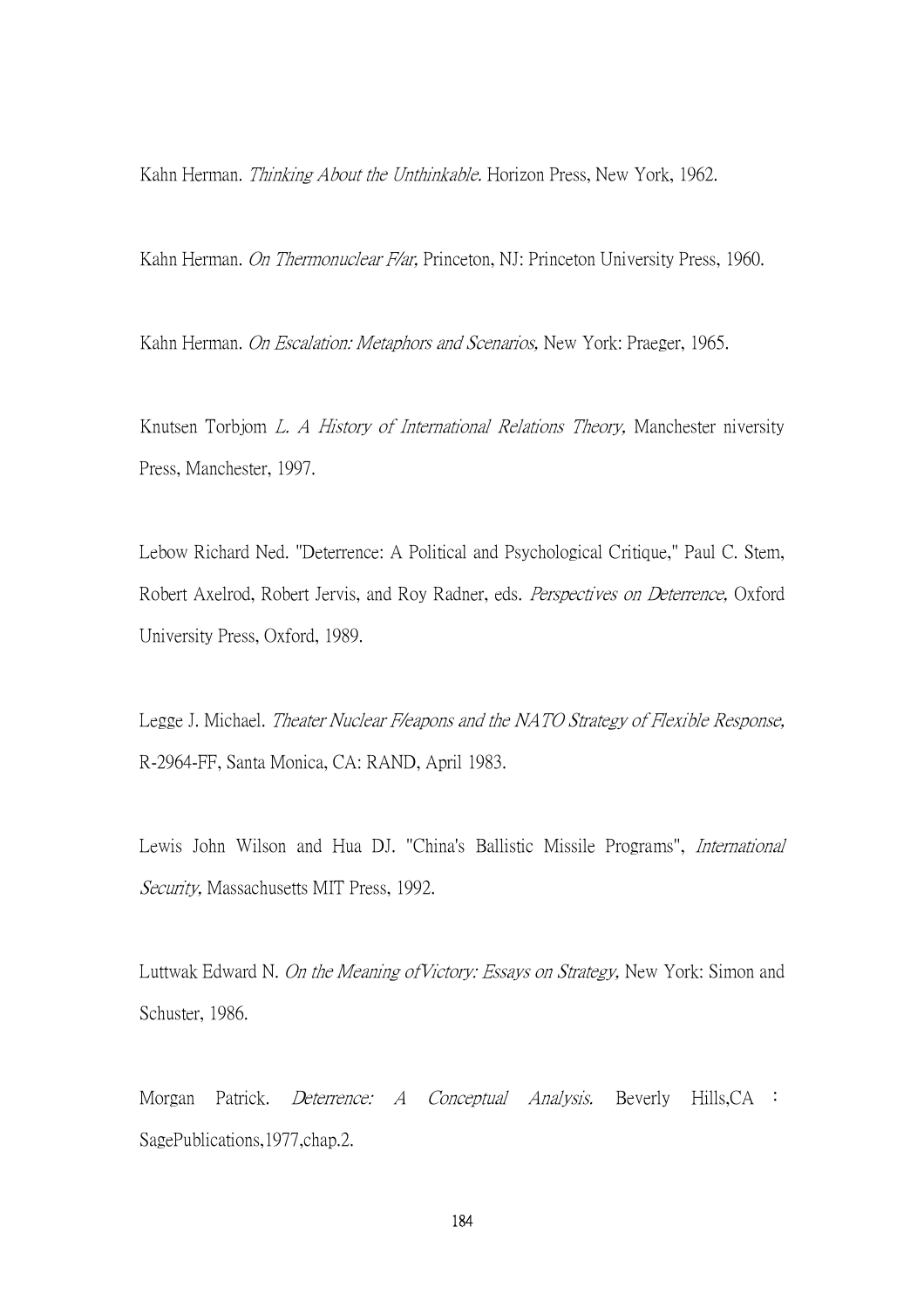Kahn Herman. *Thinking About the Unthinkable.* Horizon Press, New York, 1962.

Kahn Herman. *On Thermonuclear F/ar,* Princeton, NJ: Princeton University Press, 1960.

Kahn Herman. *On Escalation: Metaphors and Scenarios,* New York: Praeger, 1965.

Knutsen Torbjom *L. A History of International Relations Theory,* Manchester niversity Press, Manchester, 1997.

Lebow Richard Ned. "Deterrence: A Political and Psychological Critique," Paul C. Stem, Robert Axelrod, Robert Jervis, and Roy Radner, eds. *Perspectives on Deterrence,* Oxford University Press, Oxford, 1989.

Legge J. Michael. *Theater Nuclear F/eapons and the NATO Strategy of Flexible Response,* R-2964-FF, Santa Monica, CA: RAND, April 1983.

Lewis John Wilson and Hua DJ. "China's Ballistic Missile Programs", *International Security,* Massachusetts MIT Press, 1992.

Luttwak Edward N. *On the Meaning ofVictory: Essays on Strategy,* New York: Simon and Schuster, 1986.

Morgan Patrick. *Deterrence: A Conceptual Analysis.* Beverly Hills,CA ： SagePublications,1977,chap.2.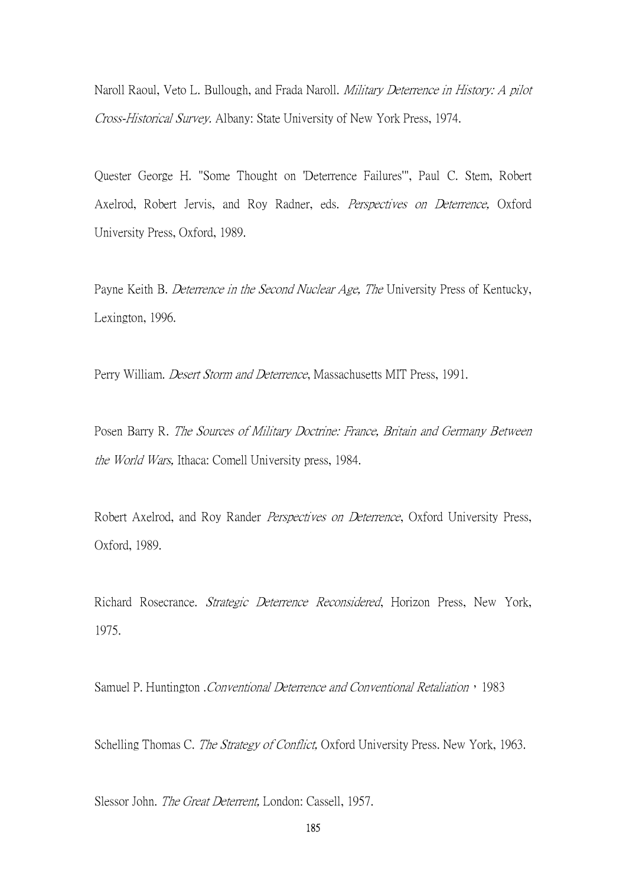Naroll Raoul, Veto L. Bullough, and Frada Naroll. *Military Deterrence in History: A pilot Cross-Historical Survey.* Albany: State University of New York Press, 1974.

Quester George H. "Some Thought on 'Deterrence Failures'", Paul C. Stem, Robert Axelrod, Robert Jervis, and Roy Radner, eds. *Perspectives on Deterrence,* Oxford University Press, Oxford, 1989.

Payne Keith B. *Deterrence in the Second Nuclear Age, The* University Press of Kentucky, Lexington, 1996.

Perry William. *Desert Storm and Deterrence*, Massachusetts MIT Press, 1991.

Posen Barry R. *The Sources of Military Doctrine: France, Britain and Germany Between the World Wars,* Ithaca: Comell University press, 1984.

Robert Axelrod, and Roy Rander *Perspectives on Deterrence*, Oxford University Press, Oxford, 1989.

Richard Rosecrance. *Strategic Deterrence Reconsidered*, Horizon Press, New York, 1975.

Samuel P. Huntington .*Conventional Deterrence and Conventional Retaliation*，1983

Schelling Thomas C. *The Strategy of Conflict,* Oxford University Press. New York, 1963.

Slessor John. *The Great Deterrent,* London: Cassell, 1957.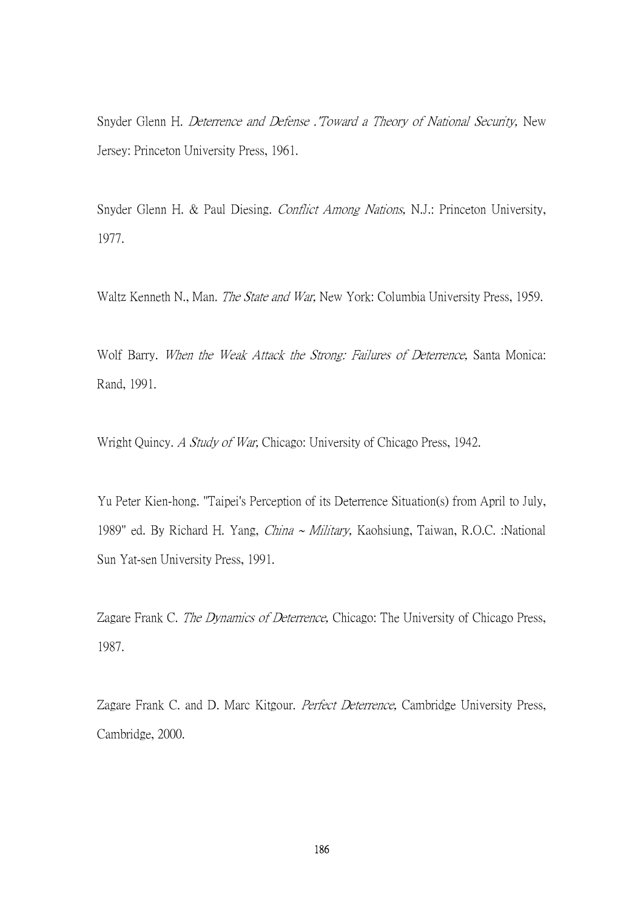Snyder Glenn H. *Deterrence and Defense .'Toward a Theory of National Security,* New Jersey: Princeton University Press, 1961.

Snyder Glenn H. & Paul Diesing. *Conflict Among Nations,* N.J.: Princeton University, 1977.

Waltz Kenneth N., Man. *The State and War,* New York: Columbia University Press, 1959.

Wolf Barry. *When the Weak Attack the Strong: Failures of Deterrence,* Santa Monica: Rand, 1991.

Wright Quincy. *A Study of War,* Chicago: University of Chicago Press, 1942.

Yu Peter Kien-hong. "Taipei's Perception of its Deterrence Situation(s) from April to July, 1989" ed. By Richard H. Yang, *China ~ Military,* Kaohsiung, Taiwan, R.O.C. :National Sun Yat-sen University Press, 1991.

Zagare Frank C. *The Dynamics of Deterrence,* Chicago: The University of Chicago Press, 1987.

Zagare Frank C. and D. Marc Kitgour. *Perfect Deterrence,* Cambridge University Press, Cambridge, 2000.